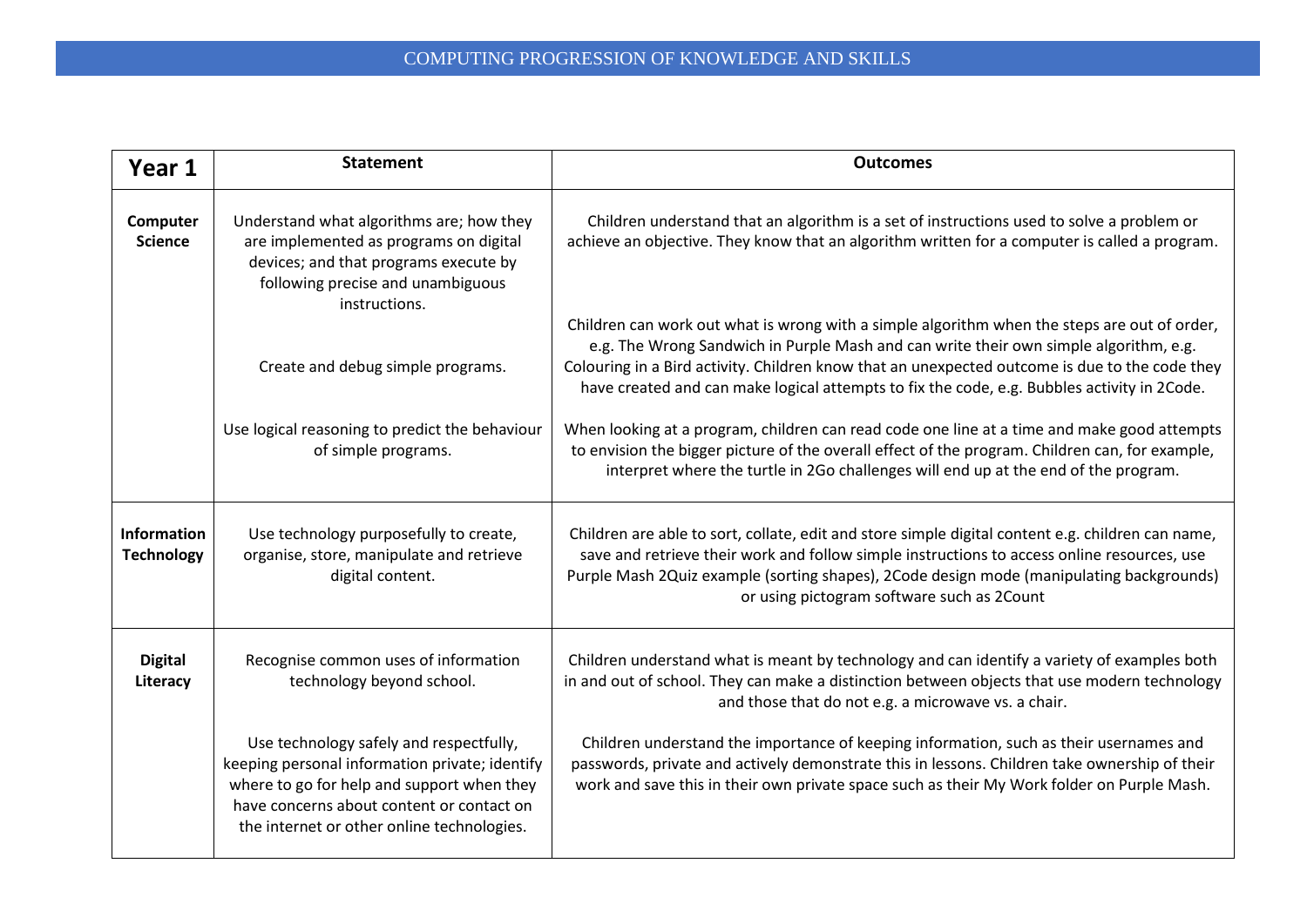# COMPUTING PROGRESSION OF KNOWLEDGE AND SKILLS

| **Year 1** | **Statement** | **Outcomes** |
|---|---|---|
| **Computer Science** | Understand what algorithms are; how they are implemented as programs on digital devices; and that programs execute by following precise and unambiguous instructions. | Children understand that an algorithm is a set of instructions used to solve a problem or achieve an objective. They know that an algorithm written for a computer is called a program. |
| | Create and debug simple programs. | Children can work out what is wrong with a simple algorithm when the steps are out of order, e.g. The Wrong Sandwich in Purple Mash and can write their own simple algorithm, e.g. Colouring in a Bird activity. Children know that an unexpected outcome is due to the code they have created and can make logical attempts to fix the code, e.g. Bubbles activity in 2Code. |
| | Use logical reasoning to predict the behaviour of simple programs. | When looking at a program, children can read code one line at a time and make good attempts to envision the bigger picture of the overall effect of the program. Children can, for example, interpret where the turtle in 2Go challenges will end up at the end of the program. |
| **Information Technology** | Use technology purposefully to create, organise, store, manipulate and retrieve digital content. | Children are able to sort, collate, edit and store simple digital content e.g. children can name, save and retrieve their work and follow simple instructions to access online resources, use Purple Mash 2Quiz example (sorting shapes), 2Code design mode (manipulating backgrounds) or using pictogram software such as 2Count |
| **Digital Literacy** | Recognise common uses of information technology beyond school. | Children understand what is meant by technology and can identify a variety of examples both in and out of school. They can make a distinction between objects that use modern technology and those that do not e.g. a microwave vs. a chair. |
| | Use technology safely and respectfully, keeping personal information private; identify where to go for help and support when they have concerns about content or contact on the internet or other online technologies. | Children understand the importance of keeping information, such as their usernames and passwords, private and actively demonstrate this in lessons. Children take ownership of their work and save this in their own private space such as their My Work folder on Purple Mash. |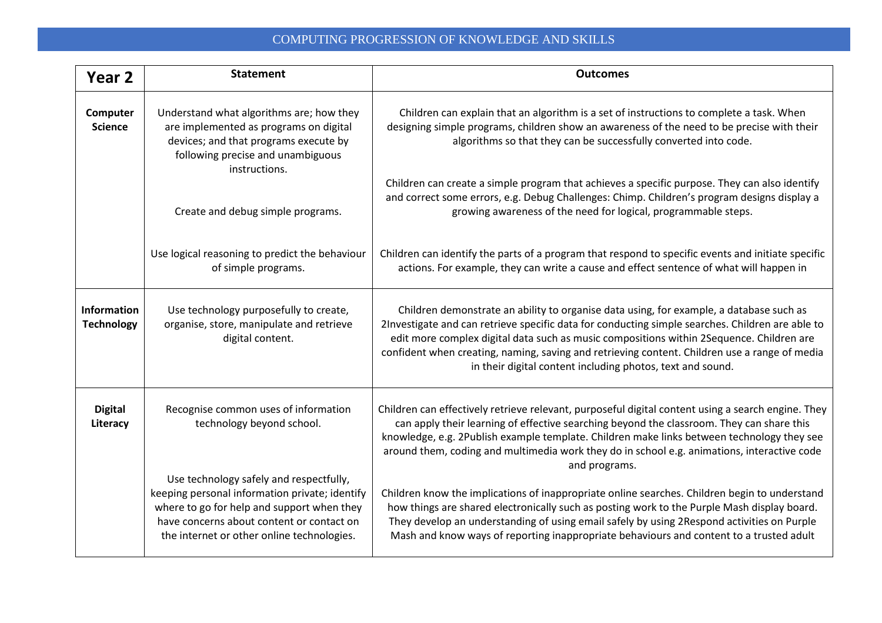# COMPUTING PROGRESSION OF KNOWLEDGE AND SKILLS

| Year 2 | Statement | Outcomes |
| --- | --- | --- |
| **Computer Science** | Understand what algorithms are; how they are implemented as programs on digital devices; and that programs execute by following precise and unambiguous instructions. | Children can explain that an algorithm is a set of instructions to complete a task. When designing simple programs, children show an awareness of the need to be precise with their algorithms so that they can be successfully converted into code. |
| | Create and debug simple programs. | Children can create a simple program that achieves a specific purpose. They can also identify and correct some errors, e.g. Debug Challenges: Chimp. Children's program designs display a growing awareness of the need for logical, programmable steps. |
| | Use logical reasoning to predict the behaviour of simple programs. | Children can identify the parts of a program that respond to specific events and initiate specific actions. For example, they can write a cause and effect sentence of what will happen in |
| **Information Technology** | Use technology purposefully to create, organise, store, manipulate and retrieve digital content. | Children demonstrate an ability to organise data using, for example, a database such as 2Investigate and can retrieve specific data for conducting simple searches. Children are able to edit more complex digital data such as music compositions within 2Sequence. Children are confident when creating, naming, saving and retrieving content. Children use a range of media in their digital content including photos, text and sound. |
| **Digital Literacy** | Recognise common uses of information technology beyond school. | Children can effectively retrieve relevant, purposeful digital content using a search engine. They can apply their learning of effective searching beyond the classroom. They can share this knowledge, e.g. 2Publish example template. Children make links between technology they see around them, coding and multimedia work they do in school e.g. animations, interactive code and programs. |
| | Use technology safely and respectfully, keeping personal information private; identify where to go for help and support when they have concerns about content or contact on the internet or other online technologies. | Children know the implications of inappropriate online searches. Children begin to understand how things are shared electronically such as posting work to the Purple Mash display board. They develop an understanding of using email safely by using 2Respond activities on Purple Mash and know ways of reporting inappropriate behaviours and content to a trusted adult |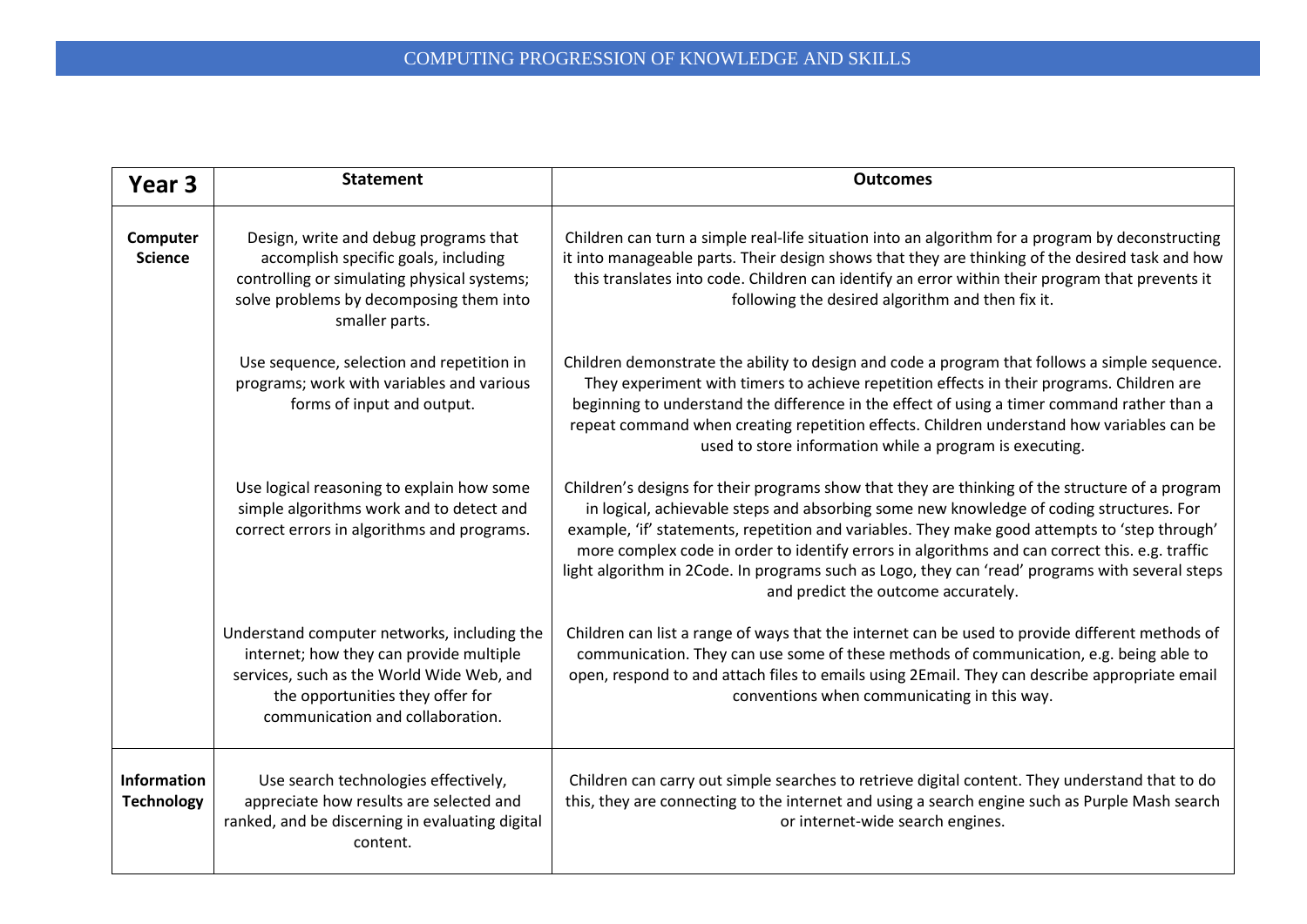# COMPUTING PROGRESSION OF KNOWLEDGE AND SKILLS

| Year 3 | Statement | Outcomes |
|---|---|---|
| **Computer Science** | Design, write and debug programs that accomplish specific goals, including controlling or simulating physical systems; solve problems by decomposing them into smaller parts. | Children can turn a simple real-life situation into an algorithm for a program by deconstructing it into manageable parts. Their design shows that they are thinking of the desired task and how this translates into code. Children can identify an error within their program that prevents it following the desired algorithm and then fix it. |
| | Use sequence, selection and repetition in programs; work with variables and various forms of input and output. | Children demonstrate the ability to design and code a program that follows a simple sequence. They experiment with timers to achieve repetition effects in their programs. Children are beginning to understand the difference in the effect of using a timer command rather than a repeat command when creating repetition effects. Children understand how variables can be used to store information while a program is executing. |
| | Use logical reasoning to explain how some simple algorithms work and to detect and correct errors in algorithms and programs. | Children's designs for their programs show that they are thinking of the structure of a program in logical, achievable steps and absorbing some new knowledge of coding structures. For example, 'if' statements, repetition and variables. They make good attempts to 'step through' more complex code in order to identify errors in algorithms and can correct this. e.g. traffic light algorithm in 2Code. In programs such as Logo, they can 'read' programs with several steps and predict the outcome accurately. |
| | Understand computer networks, including the internet; how they can provide multiple services, such as the World Wide Web, and the opportunities they offer for communication and collaboration. | Children can list a range of ways that the internet can be used to provide different methods of communication. They can use some of these methods of communication, e.g. being able to open, respond to and attach files to emails using 2Email. They can describe appropriate email conventions when communicating in this way. |
| **Information Technology** | Use search technologies effectively, appreciate how results are selected and ranked, and be discerning in evaluating digital content. | Children can carry out simple searches to retrieve digital content. They understand that to do this, they are connecting to the internet and using a search engine such as Purple Mash search or internet-wide search engines. |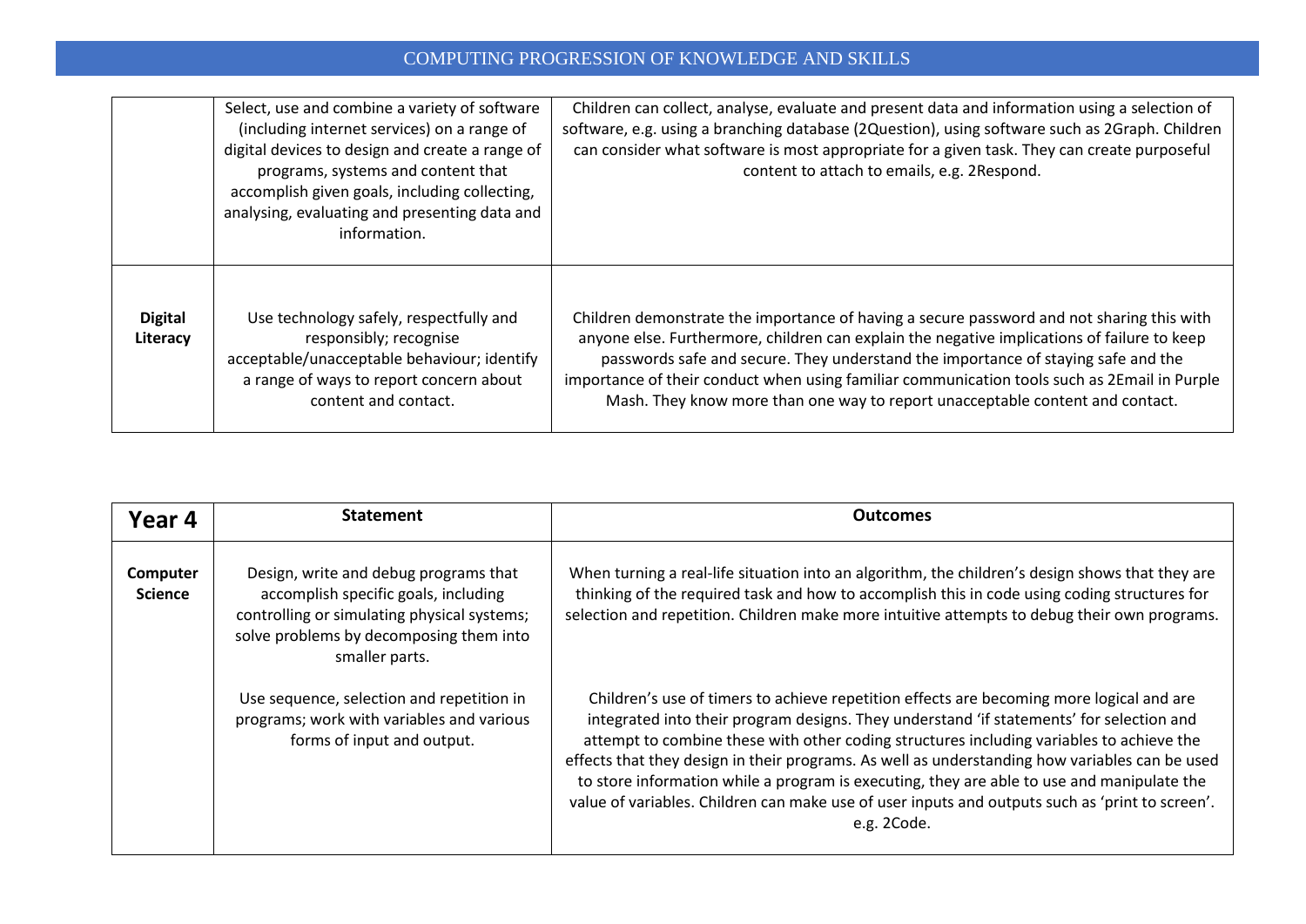## COMPUTING PROGRESSION OF KNOWLEDGE AND SKILLS

| | | |
|---|---|---|
| | Select, use and combine a variety of software (including internet services) on a range of digital devices to design and create a range of programs, systems and content that accomplish given goals, including collecting, analysing, evaluating and presenting data and information. | Children can collect, analyse, evaluate and present data and information using a selection of software, e.g. using a branching database (2Question), using software such as 2Graph. Children can consider what software is most appropriate for a given task. They can create purposeful content to attach to emails, e.g. 2Respond. |
| **Digital Literacy** | Use technology safely, respectfully and responsibly; recognise acceptable/unacceptable behaviour; identify a range of ways to report concern about content and contact. | Children demonstrate the importance of having a secure password and not sharing this with anyone else. Furthermore, children can explain the negative implications of failure to keep passwords safe and secure. They understand the importance of staying safe and the importance of their conduct when using familiar communication tools such as 2Email in Purple Mash. They know more than one way to report unacceptable content and contact. |

| **Year 4** | **Statement** | **Outcomes** |
|---|---|---|
| **Computer Science** | Design, write and debug programs that accomplish specific goals, including controlling or simulating physical systems; solve problems by decomposing them into smaller parts. | When turning a real-life situation into an algorithm, the children's design shows that they are thinking of the required task and how to accomplish this in code using coding structures for selection and repetition. Children make more intuitive attempts to debug their own programs. |
| | Use sequence, selection and repetition in programs; work with variables and various forms of input and output. | Children's use of timers to achieve repetition effects are becoming more logical and are integrated into their program designs. They understand 'if statements' for selection and attempt to combine these with other coding structures including variables to achieve the effects that they design in their programs. As well as understanding how variables can be used to store information while a program is executing, they are able to use and manipulate the value of variables. Children can make use of user inputs and outputs such as 'print to screen'. e.g. 2Code. |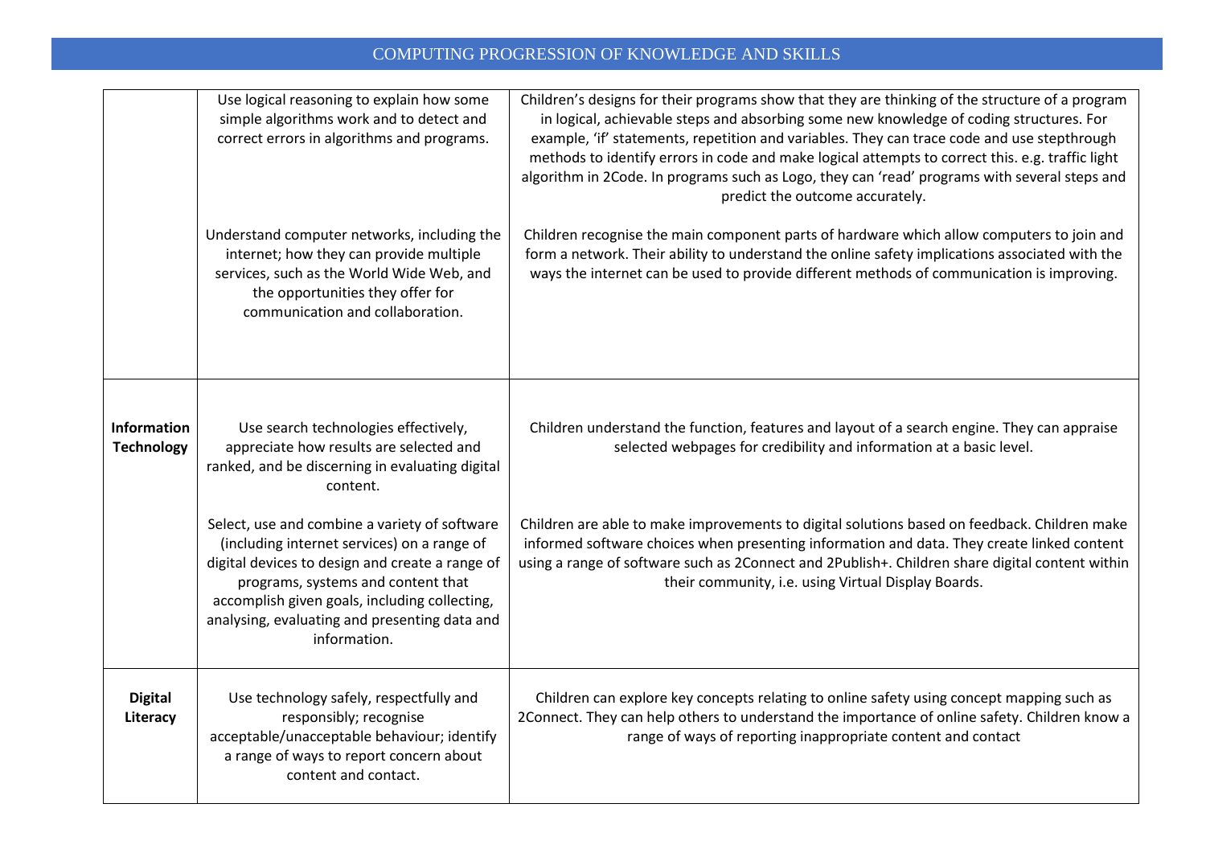## COMPUTING PROGRESSION OF KNOWLEDGE AND SKILLS

| | | |
|---|---|---|
| | Use logical reasoning to explain how some simple algorithms work and to detect and correct errors in algorithms and programs. | Children's designs for their programs show that they are thinking of the structure of a program in logical, achievable steps and absorbing some new knowledge of coding structures. For example, 'if' statements, repetition and variables. They can trace code and use stepthrough methods to identify errors in code and make logical attempts to correct this. e.g. traffic light algorithm in 2Code. In programs such as Logo, they can 'read' programs with several steps and predict the outcome accurately. |
| | Understand computer networks, including the internet; how they can provide multiple services, such as the World Wide Web, and the opportunities they offer for communication and collaboration. | Children recognise the main component parts of hardware which allow computers to join and form a network. Their ability to understand the online safety implications associated with the ways the internet can be used to provide different methods of communication is improving. |
| **Information Technology** | Use search technologies effectively, appreciate how results are selected and ranked, and be discerning in evaluating digital content. | Children understand the function, features and layout of a search engine. They can appraise selected webpages for credibility and information at a basic level. |
| | Select, use and combine a variety of software (including internet services) on a range of digital devices to design and create a range of programs, systems and content that accomplish given goals, including collecting, analysing, evaluating and presenting data and information. | Children are able to make improvements to digital solutions based on feedback. Children make informed software choices when presenting information and data. They create linked content using a range of software such as 2Connect and 2Publish+. Children share digital content within their community, i.e. using Virtual Display Boards. |
| **Digital Literacy** | Use technology safely, respectfully and responsibly; recognise acceptable/unacceptable behaviour; identify a range of ways to report concern about content and contact. | Children can explore key concepts relating to online safety using concept mapping such as 2Connect. They can help others to understand the importance of online safety. Children know a range of ways of reporting inappropriate content and contact |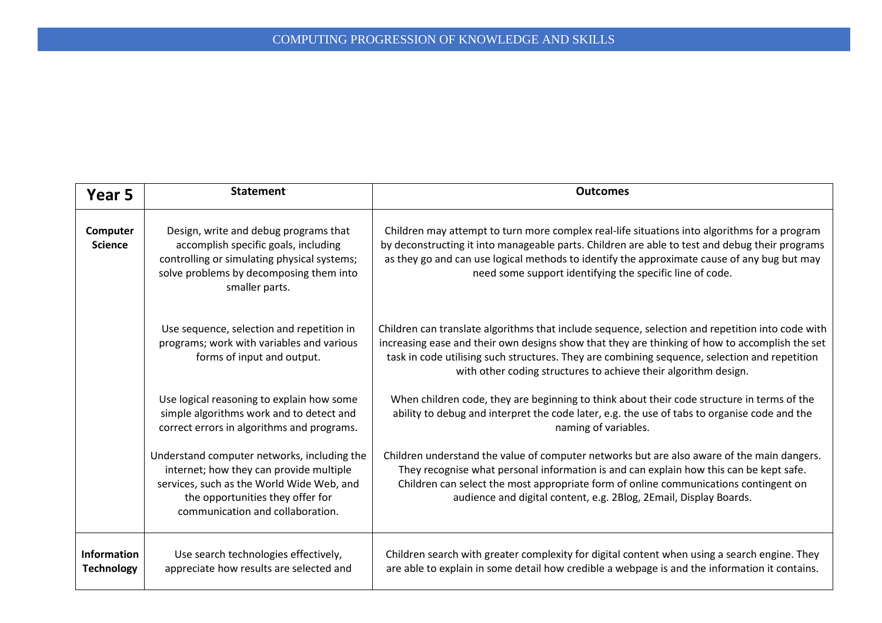| Year 5 | Statement | Outcomes |
|---|---|---|
| **Computer Science** | Design, write and debug programs that accomplish specific goals, including controlling or simulating physical systems; solve problems by decomposing them into smaller parts. | Children may attempt to turn more complex real-life situations into algorithms for a program by deconstructing it into manageable parts. Children are able to test and debug their programs as they go and can use logical methods to identify the approximate cause of any bug but may need some support identifying the specific line of code. |
| | Use sequence, selection and repetition in programs; work with variables and various forms of input and output. | Children can translate algorithms that include sequence, selection and repetition into code with increasing ease and their own designs show that they are thinking of how to accomplish the set task in code utilising such structures. They are combining sequence, selection and repetition with other coding structures to achieve their algorithm design. |
| | Use logical reasoning to explain how some simple algorithms work and to detect and correct errors in algorithms and programs. | When children code, they are beginning to think about their code structure in terms of the ability to debug and interpret the code later, e.g. the use of tabs to organise code and the naming of variables. |
| | Understand computer networks, including the internet; how they can provide multiple services, such as the World Wide Web, and the opportunities they offer for communication and collaboration. | Children understand the value of computer networks but are also aware of the main dangers. They recognise what personal information is and can explain how this can be kept safe. Children can select the most appropriate form of online communications contingent on audience and digital content, e.g. 2Blog, 2Email, Display Boards. |
| **Information Technology** | Use search technologies effectively, appreciate how results are selected and | Children search with greater complexity for digital content when using a search engine. They are able to explain in some detail how credible a webpage is and the information it contains. |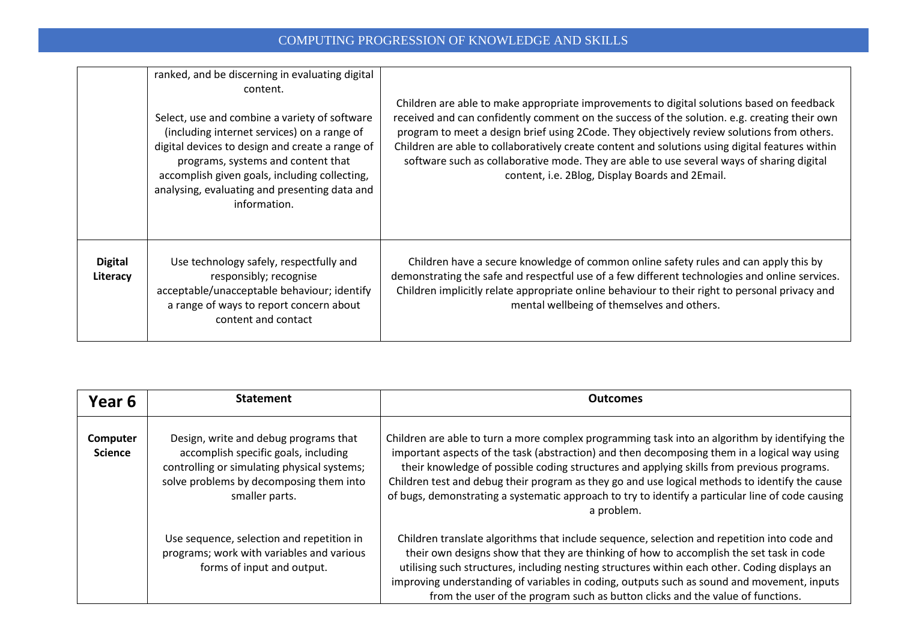| | | |
|---|---|---|
| | ranked, and be discerning in evaluating digital content.<br><br>Select, use and combine a variety of software (including internet services) on a range of digital devices to design and create a range of programs, systems and content that accomplish given goals, including collecting, analysing, evaluating and presenting data and information. | Children are able to make appropriate improvements to digital solutions based on feedback received and can confidently comment on the success of the solution. e.g. creating their own program to meet a design brief using 2Code. They objectively review solutions from others. Children are able to collaboratively create content and solutions using digital features within software such as collaborative mode. They are able to use several ways of sharing digital content, i.e. 2Blog, Display Boards and 2Email. |
| **Digital Literacy** | Use technology safely, respectfully and responsibly; recognise acceptable/unacceptable behaviour; identify a range of ways to report concern about content and contact | Children have a secure knowledge of common online safety rules and can apply this by demonstrating the safe and respectful use of a few different technologies and online services. Children implicitly relate appropriate online behaviour to their right to personal privacy and mental wellbeing of themselves and others. |

| **Year 6** | **Statement** | **Outcomes** |
|---|---|---|
| **Computer Science** | Design, write and debug programs that accomplish specific goals, including controlling or simulating physical systems; solve problems by decomposing them into smaller parts.<br><br>Use sequence, selection and repetition in programs; work with variables and various forms of input and output. | Children are able to turn a more complex programming task into an algorithm by identifying the important aspects of the task (abstraction) and then decomposing them in a logical way using their knowledge of possible coding structures and applying skills from previous programs. Children test and debug their program as they go and use logical methods to identify the cause of bugs, demonstrating a systematic approach to try to identify a particular line of code causing a problem.<br><br>Children translate algorithms that include sequence, selection and repetition into code and their own designs show that they are thinking of how to accomplish the set task in code utilising such structures, including nesting structures within each other. Coding displays an improving understanding of variables in coding, outputs such as sound and movement, inputs from the user of the program such as button clicks and the value of functions. |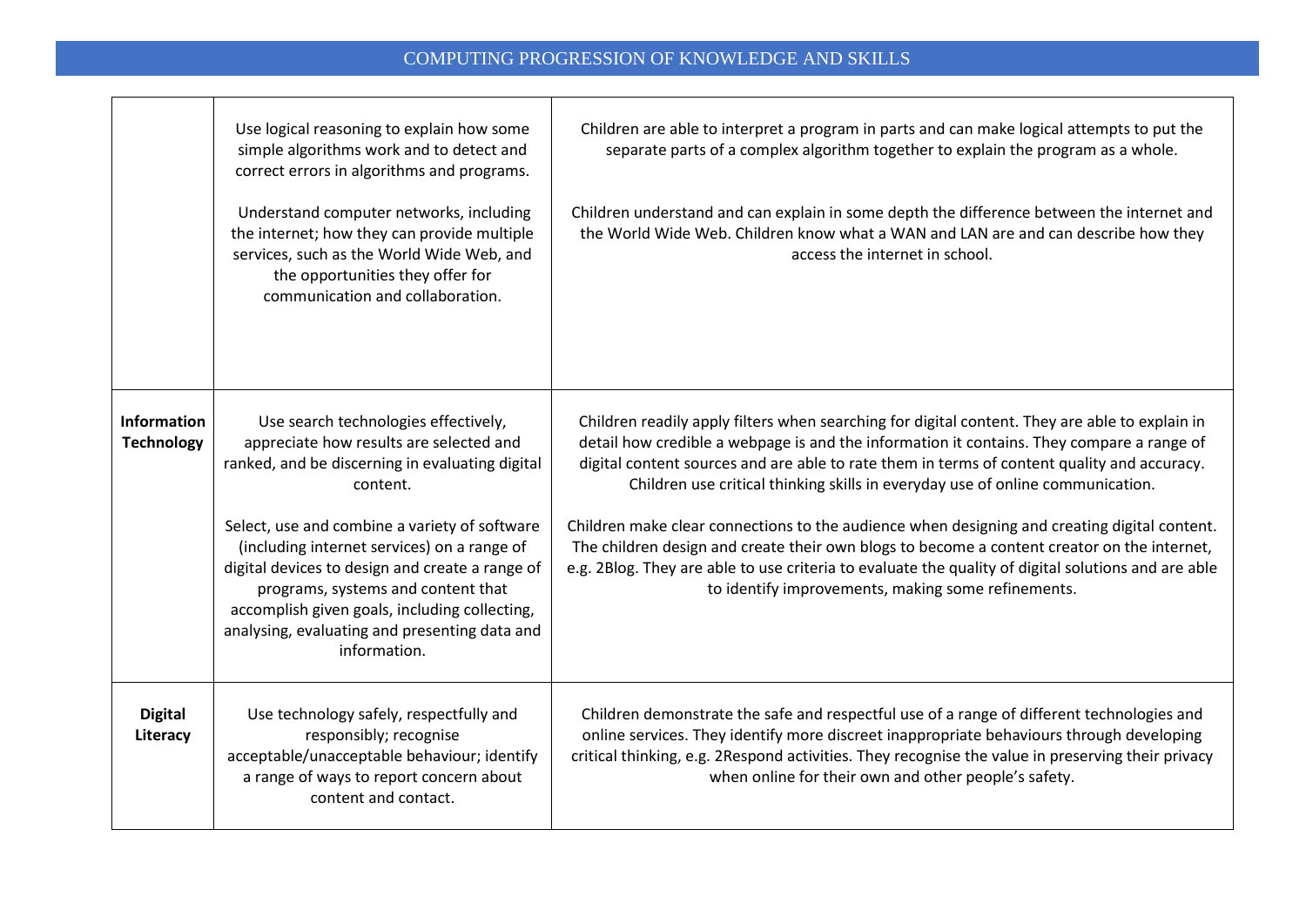## COMPUTING PROGRESSION OF KNOWLEDGE AND SKILLS

| | | |
|---|---|---|
| | Use logical reasoning to explain how some simple algorithms work and to detect and correct errors in algorithms and programs.<br><br>Understand computer networks, including the internet; how they can provide multiple services, such as the World Wide Web, and the opportunities they offer for communication and collaboration. | Children are able to interpret a program in parts and can make logical attempts to put the separate parts of a complex algorithm together to explain the program as a whole.<br><br>Children understand and can explain in some depth the difference between the internet and the World Wide Web. Children know what a WAN and LAN are and can describe how they access the internet in school. |
| **Information Technology** | Use search technologies effectively, appreciate how results are selected and ranked, and be discerning in evaluating digital content.<br><br>Select, use and combine a variety of software (including internet services) on a range of digital devices to design and create a range of programs, systems and content that accomplish given goals, including collecting, analysing, evaluating and presenting data and information. | Children readily apply filters when searching for digital content. They are able to explain in detail how credible a webpage is and the information it contains. They compare a range of digital content sources and are able to rate them in terms of content quality and accuracy. Children use critical thinking skills in everyday use of online communication.<br><br>Children make clear connections to the audience when designing and creating digital content. The children design and create their own blogs to become a content creator on the internet, e.g. 2Blog. They are able to use criteria to evaluate the quality of digital solutions and are able to identify improvements, making some refinements. |
| **Digital Literacy** | Use technology safely, respectfully and responsibly; recognise acceptable/unacceptable behaviour; identify a range of ways to report concern about content and contact. | Children demonstrate the safe and respectful use of a range of different technologies and online services. They identify more discreet inappropriate behaviours through developing critical thinking, e.g. 2Respond activities. They recognise the value in preserving their privacy when online for their own and other people's safety. |